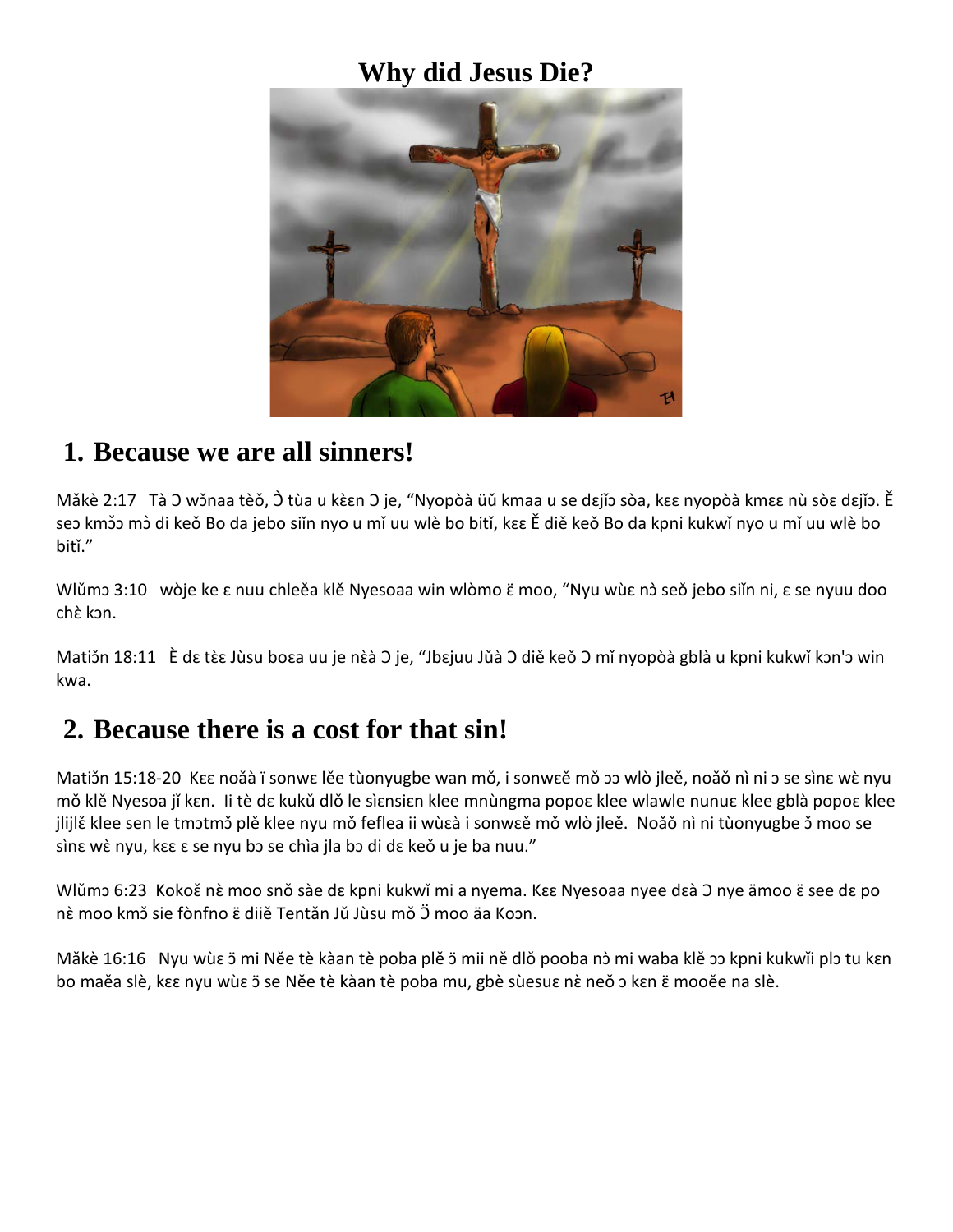# Why did Jesus Die?

## 1. Because we are all sinners!

Măkè 2:17 Tà Ɔ wɔ̌naa tèǒ, Ɔ̀ tùa u kɛ̀ɛn Ɔ je, “Nyopòà üǔ kmaa u se dɛjǐɔ sòa, kɛɛ nyopòà kmɛɛ nù sòɛ dɛjǐɔ. Ĕ seɔ kmɔ̌ɔ mɔ̀ di keǒ Bo da jebo siǐn nyo u mǐ uu wlè bo bitǐ, kɛɛ Ĕ diě keǒ Bo da kpni kukwǐ nyo u mǐ uu wlè bo bitǐ.”

Wlǔmɔ 3:10 wòje ke ɛ nuu chleěa klě Nyesoaa win wlòmo ë moo, “Nyu wùɛ nɔ̀ seǒ jebo siǐn ni, ɛ se nyuu doo chɛ̀ kɔn.

Matiɔ̌n 18:11 Ɛ̀ dɛ tɛ̀ɛ Jùsu boɛa uu je nɛ̀à Ɔ je, “Jbɛjuu Jǔà Ɔ diě keǒ Ɔ mǐ nyopòà gblà u kpni kukwǐ kɔn'ɔ win kwa.

## 2. Because there is a cost for that sin!

Matiɔ̌n 15:18-20 Kɛɛ noǎà ï sonwɛ lěe tùonyugbe wan mǒ, i sonwɛě mǒ ɔɔ wlò jleě, noǎǒ nì ni ɔ se sìnɛ wɛ̀ nyu mǒ klě Nyesoa jǐ kɛn. Ii tè dɛ kukǔ dlǒ le sìɛnsiɛn klee mnùngma popoɛ klee wlawle nunuɛ klee gblà popoɛ klee jlijlě klee sen le tmɔtmɔ̌ plě klee nyu mǒ feflea ii wùɛà i sonwɛě mǒ wlò jleě. Noǎǒ nì ni tùonyugbe ɔ̌ moo se sìnɛ wɛ̀ nyu, kɛɛ ɛ se nyu bɔ se chìa jla bɔ di dɛ keǒ u je ba nuu.”

Wlǔmɔ 6:23 Kokoě nɛ̀ moo snǒ sàe dɛ kpni kukwǐ mi a nyema. Kɛɛ Nyesoaa nyee dɛà Ɔ nye ämoo ë see dɛ po nɛ̀ moo kmɔ̌ sie fònfno ë diiě Tentǎn Jǔ Jùsu mǒ Ɔ̈ moo äa Koɔn.

Măkè 16:16 Nyu wùɛ ɔ̌ mi Něe tè kàan tè poba plě ɔ̌ mii ně dlǒ pooba nɔ̀ mi waba klě ɔɔ kpni kukwǐi plɔ tu kɛn bo maěa slè, kɛɛ nyu wùɛ ɔ̌ se Něe tè kàan tè poba mu, gbè sùesuɛ nɛ̀ neǒ ɔ kɛn ë mooěe na slè.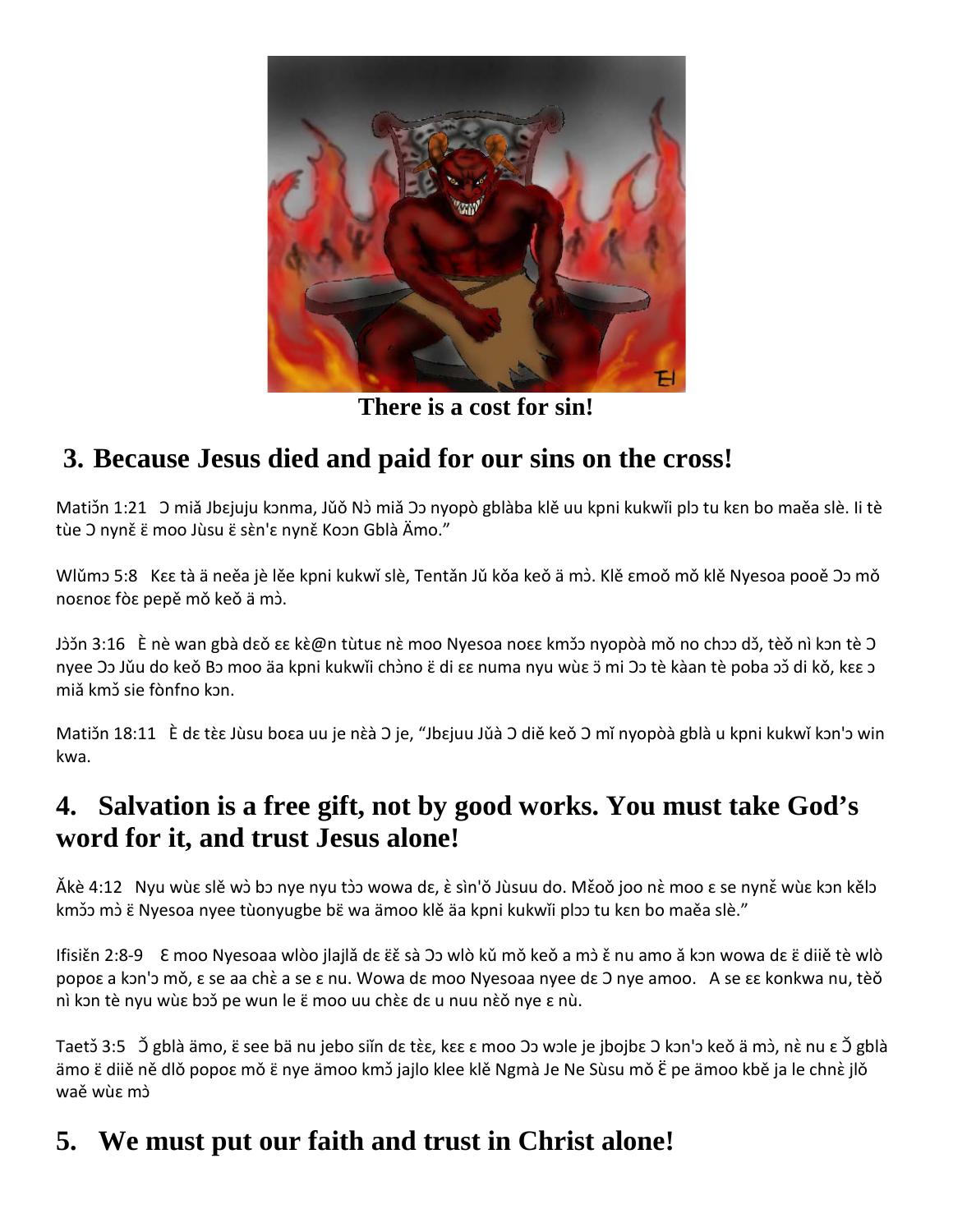There is a cost for sin!

## 3. Because Jesus died and paid for our sins on the cross!

Matiɔ̃n 1:21 Ɔ miă Jbɛjuju kɔnma, Jŭŏ Nɔ̀ miă Ɔɔ nyopò gblàba klĕ uu kpni kukwĭi plɔ tu kɛn bo maĕa slè. Ii tè tùe Ɔ nynɛ̆ ë moo Jùsu ë sɛ̀n'ɛ nynɛ̆ Koɔn Gblà Ämo."

Wlŭmɔ 5:8 Kɛɛ tà ä neĕa jè lĕe kpni kukwĭ slè, Tentăn Jŭ kŏa keŏ ä mɔ̀. Klĕ ɛmoŏ mŏ klĕ Nyesoa pooĕ Ɔɔ mŏ noɛnoɛ fòɛ pepĕ mŏ keŏ ä mɔ̀.

Jɔ̀ɔ̃n 3:16 È nè wan gbà dɛŏ ɛɛ kɛ̀@n tùtuɛ nɛ̀ moo Nyesoa noɛɛ kmɔ̃ɔ nyopòà mŏ no chɔɔ dɔ̃, tèŏ nì kɔn tè Ɔ nyee Ɔɔ Jŭu do keŏ Bɔ moo äa kpni kukwĭi chɔ̀no ë di ɛɛ numa nyu wùɛ ɔ̈ mi Ɔɔ tè kàan tè poba ɔɔ̃ di kŏ, kɛɛ ɔ miă kmɔ̃ sie fònfno kɔn.

Matiɔ̃n 18:11 È dɛ tɛ̀ɛ Jùsu boɛa uu je nɛ̀à Ɔ je, "Jbɛjuu Jŭà Ɔ diĕ keŏ Ɔ mĭ nyopòà gblà u kpni kukwĭ kɔn'ɔ win kwa.

## 4. Salvation is a free gift, not by good works. You must take God's word for it, and trust Jesus alone!

Ăkè 4:12 Nyu wùɛ slĕ wɔ̀ bɔ nye nyu tɔ̀ɔ wowa dɛ, ɛ̀ sìn'ŏ Jùsuu do. Mɛ̆oŏ joo nɛ̀ moo ɛ se nynɛ̆ wùɛ kɔn kĕlɔ kmɔ̃ɔ mɔ̀ ë Nyesoa nyee tùonyugbe bɛ̈ wa ämoo klĕ äa kpni kukwĭi plɔɔ tu kɛn bo maĕa slè."

Ifisiɛ̆n 2:8-9 Ɛ moo Nyesoaa wlòo jlajlă dɛ ɛ̈ɛ̆ sà Ɔɔ wlò kŭ mŏ keŏ a mɔ̀ ɛ̆ nu amo ă kɔn wowa dɛ ë diiĕ tè wlò popoɛ a kɔn'ɔ mŏ, ɛ se aa chɛ̀ a se ɛ nu. Wowa dɛ moo Nyesoaa nyee dɛ Ɔ nye amoo. A se ɛɛ konkwa nu, tèŏ nì kɔn tè nyu wùɛ bɔɔ̃ pe wun le ë moo uu chɛ̀ɛ dɛ u nuu nɛ̀ŏ nye ɛ nù.

Taetɔ̃ 3:5 Ɔ̃ gblà ämo, ë see bä nu jebo siĭn dɛ tɛ̀ɛ, kɛɛ ɛ moo Ɔɔ wɔle je jbojbɛ Ɔ kɔn'ɔ keŏ ä mɔ̀, nɛ̀ nu ɛ Ɔ̃ gblà ämo ë diiĕ nĕ dlŏ popoɛ mŏ ë nye ämoo kmɔ̃ jajlo klee klĕ Ngmà Je Ne Sùsu mŏ Ë pe ämoo kbĕ ja le chnɛ̀ jlŏ waĕ wùɛ mɔ̀

## 5. We must put our faith and trust in Christ alone!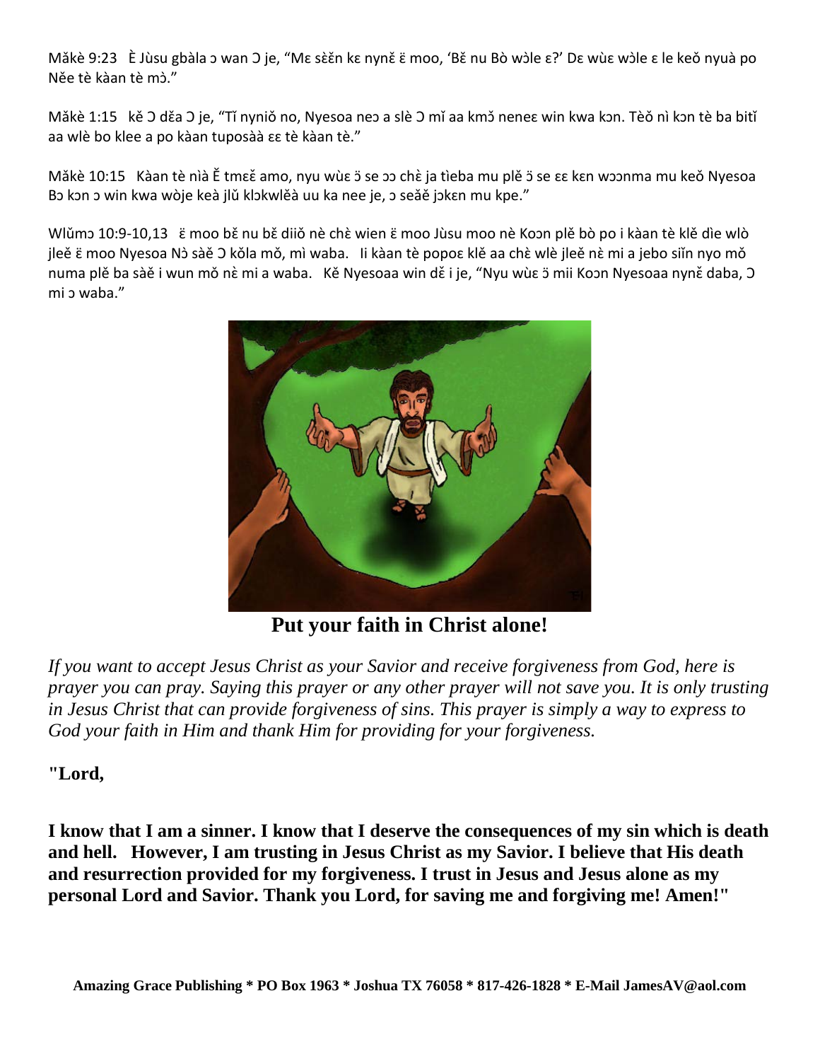Măkè 9:23 È Jùsu gbàla ɔ wan Ɔ je, "Mɛ sɛ̀ɛ̌n kɛ nynɛ̌ ɛ̈ moo, 'Bɛ̌ nu Bò wɔ̀le ɛ?' Dɛ wùɛ wɔ̀le ɛ le keǒ nyuà po Něe tè kàan tè mɔ̀."

Măkè 1:15 kě Ɔ děa Ɔ je, "Tí nyniǒ no, Nyesoa neɔ a slè Ɔ mǐ aa kmɔ̌ neneɛ win kwa kɔn. Tèǒ nì kɔn tè ba bitǐ aa wlè bo klee a po kàan tuposàà ɛɛ tè kàan tè."

Măkè 10:15 Kàan tè nìà Ɛ̌ tmɛɛ̌ amo, nyu wùɛ ɔ̈ se ɔɔ chɛ̀ ja tìeba mu plě ɔ̈ se ɛɛ kɛn wɔɔnma mu keǒ Nyesoa Bɔ kɔn ɔ win kwa wòje keà jlǔ klɔkwlěà uu ka nee je, ɔ seǎě jɔkɛn mu kpe."

Wlǔmɔ 10:9-10,13 ɛ̈ moo bɛ̌ nu bɛ̌ diiǒ nè chɛ̀ wien ɛ̈ moo Jùsu moo nè Koɔn plě bò po i kàan tè klě dìe wlò jleě ɛ̈ moo Nyesoa Nɔ̀ sàě Ɔ kǒla mǒ, mì waba. Ii kàan tè popoɛ klě aa chɛ̀ wlè jleě nɛ̀ mi a jebo siǐn nyo mǒ numa plě ba sàě i wun mǒ nɛ̀ mi a waba. Kě Nyesoaa win dɛ̌ i je, "Nyu wùɛ ɔ̈ mii Koɔn Nyesoaa nynɛ̌ daba, Ɔ mi ɔ waba."

**Put your faith in Christ alone!**

*If you want to accept Jesus Christ as your Savior and receive forgiveness from God, here is prayer you can pray. Saying this prayer or any other prayer will not save you. It is only trusting in Jesus Christ that can provide forgiveness of sins. This prayer is simply a way to express to God your faith in Him and thank Him for providing for your forgiveness.*

**"Lord,**

**I know that I am a sinner. I know that I deserve the consequences of my sin which is death and hell. However, I am trusting in Jesus Christ as my Savior. I believe that His death and resurrection provided for my forgiveness. I trust in Jesus and Jesus alone as my personal Lord and Savior. Thank you Lord, for saving me and forgiving me! Amen!"**

**Amazing Grace Publishing * PO Box 1963 * Joshua TX 76058 * 817-426-1828 * E-Mail JamesAV@aol.com**